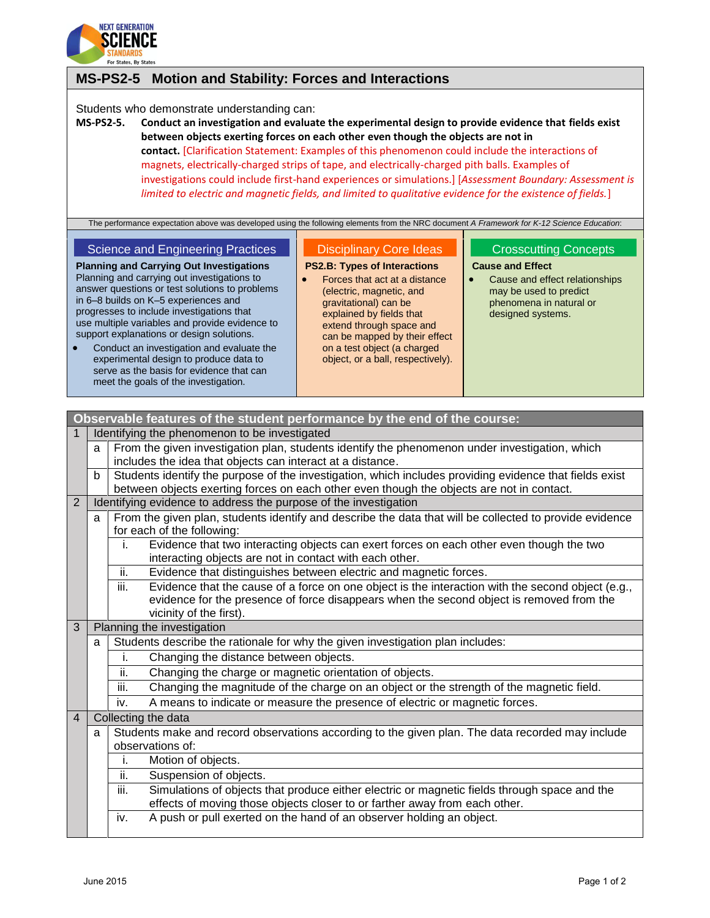# MS-PS2-5 Motion and Stability: Forces and Interactions

Students who demonstrate understanding can:

**MS-PS2-5. Conduct an investigation and evaluate the experimental design to provide evidence that fields exist between objects exerting forces on each other even though the objects are not in contact.** [Clarification Statement: Examples of this phenomenon could include the interactions of magnets, electrically-charged strips of tape, and electrically-charged pith balls. Examples of investigations could include first-hand experiences or simulations.] [*Assessment Boundary: Assessment is limited to electric and magnetic fields, and limited to qualitative evidence for the existence of fields.*]

The performance expectation above was developed using the following elements from the NRC document *A Framework for K-12 Science Education*:

### Science and Engineering Practices

**Planning and Carrying Out Investigations**

Planning and carrying out investigations to answer questions or test solutions to problems in 6–8 builds on K–5 experiences and progresses to include investigations that use multiple variables and provide evidence to support explanations or design solutions.

- Conduct an investigation and evaluate the experimental design to produce data to serve as the basis for evidence that can meet the goals of the investigation.

### Disciplinary Core Ideas

**PS2.B: Types of Interactions**

- Forces that act at a distance (electric, magnetic, and gravitational) can be explained by fields that extend through space and can be mapped by their effect on a test object (a charged object, or a ball, respectively).

### Crosscutting Concepts

**Cause and Effect**

- Cause and effect relationships may be used to predict phenomena in natural or designed systems.

## Observable features of the student performance by the end of the course:

1. Identifying the phenomenon to be investigated
   a. From the given investigation plan, students identify the phenomenon under investigation, which includes the idea that objects can interact at a distance.
   b. Students identify the purpose of the investigation, which includes providing evidence that fields exist between objects exerting forces on each other even though the objects are not in contact.
2. Identifying evidence to address the purpose of the investigation
   a. From the given plan, students identify and describe the data that will be collected to provide evidence for each of the following:
      i. Evidence that two interacting objects can exert forces on each other even though the two interacting objects are not in contact with each other.
      ii. Evidence that distinguishes between electric and magnetic forces.
      iii. Evidence that the cause of a force on one object is the interaction with the second object (e.g., evidence for the presence of force disappears when the second object is removed from the vicinity of the first).
3. Planning the investigation
   a. Students describe the rationale for why the given investigation plan includes:
      i. Changing the distance between objects.
      ii. Changing the charge or magnetic orientation of objects.
      iii. Changing the magnitude of the charge on an object or the strength of the magnetic field.
      iv. A means to indicate or measure the presence of electric or magnetic forces.
4. Collecting the data
   a. Students make and record observations according to the given plan. The data recorded may include observations of:
      i. Motion of objects.
      ii. Suspension of objects.
      iii. Simulations of objects that produce either electric or magnetic fields through space and the effects of moving those objects closer to or farther away from each other.
      iv. A push or pull exerted on the hand of an observer holding an object.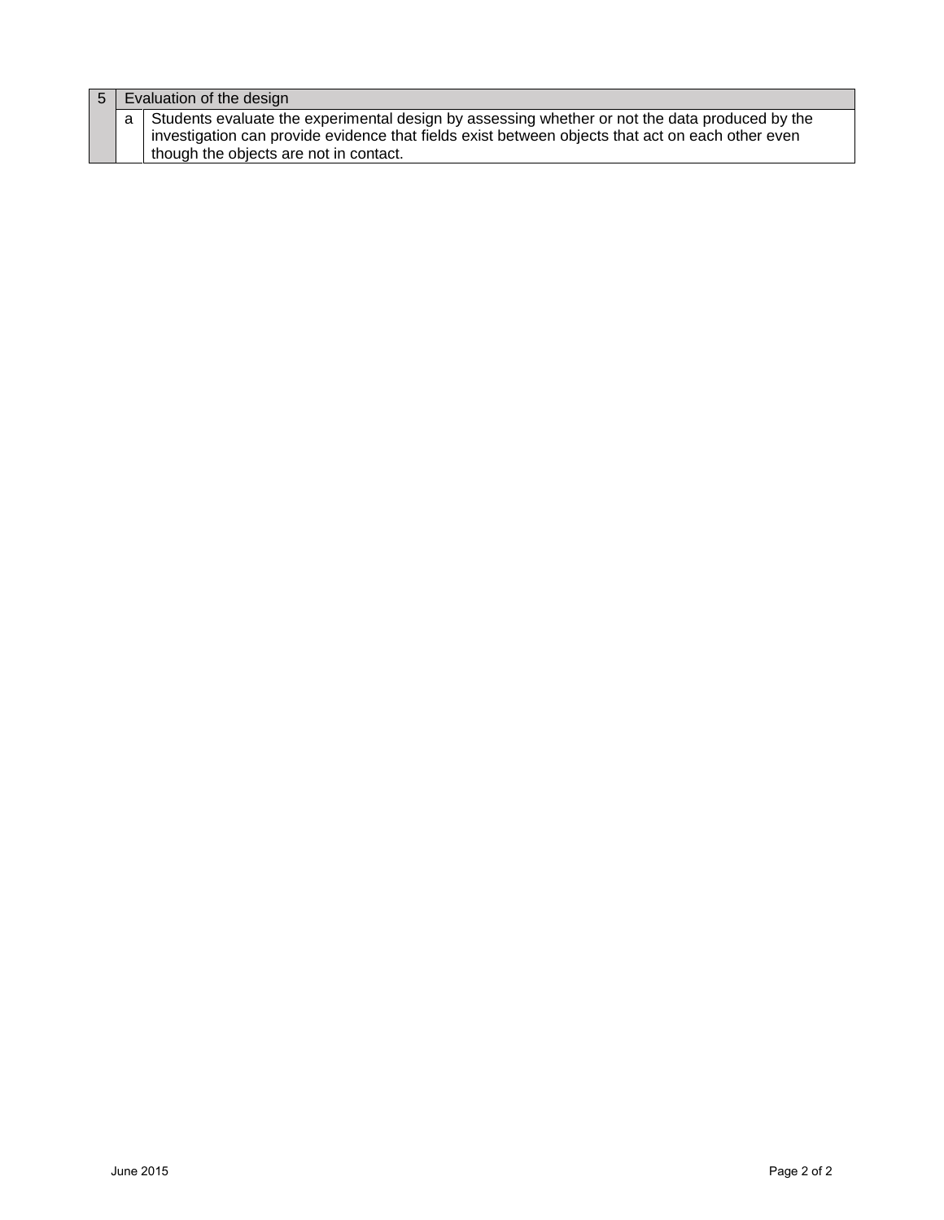| | | |
|---|---|---|
| 5 | Evaluation of the design | |
| | a | Students evaluate the experimental design by assessing whether or not the data produced by the investigation can provide evidence that fields exist between objects that act on each other even though the objects are not in contact. |